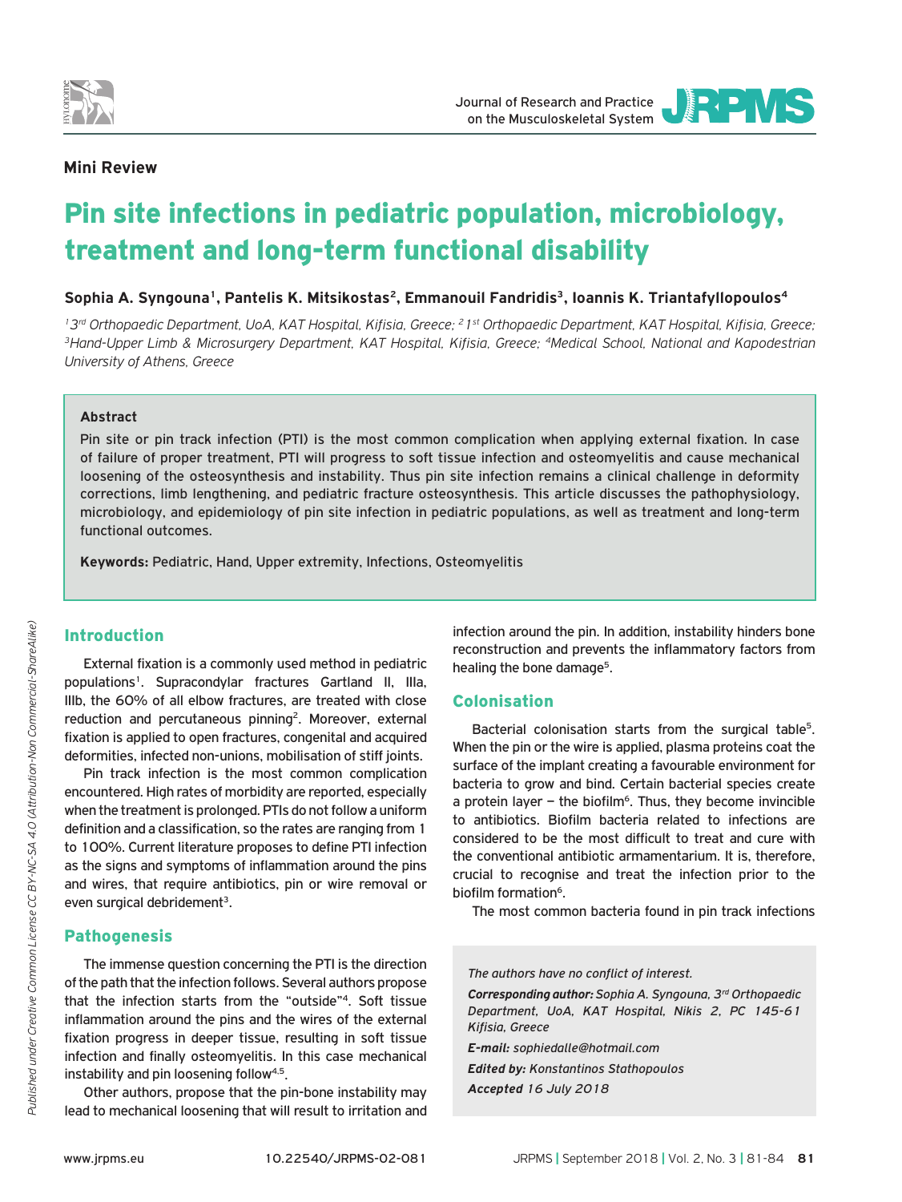**Mini Review**

# Pin site infections in pediatric population, microbiology, treatment and long-term functional disability

**Sophia A. Syngouna[1], Pantelis K. Mitsikostas[2], Emmanouil Fandridis[3], Ioannis K. Triantafyllopoulos[4]**

*[1] 3rd Orthopaedic Department, UoA, KAT Hospital, Kifisia, Greece; [2] 1st Orthopaedic Department, KAT Hospital, Kifisia, Greece; [3] Hand-Upper Limb & Microsurgery Department, KAT Hospital, Kifisia, Greece; [4] Medical School, National and Kapodestrian University of Athens, Greece*

### Abstract

Pin site or pin track infection (PTI) is the most common complication when applying external fixation. In case of failure of proper treatment, PTI will progress to soft tissue infection and osteomyelitis and cause mechanical loosening of the osteosynthesis and instability. Thus pin site infection remains a clinical challenge in deformity corrections, limb lengthening, and pediatric fracture osteosynthesis. This article discusses the pathophysiology, microbiology, and epidemiology of pin site infection in pediatric populations, as well as treatment and long-term functional outcomes.

**Keywords:** Pediatric, Hand, Upper extremity, Infections, Osteomyelitis

## Introduction

External fixation is a commonly used method in pediatric populations[1]. Supracondylar fractures Gartland II, IIIa, IIIb, the 60% of all elbow fractures, are treated with close reduction and percutaneous pinning[2]. Moreover, external fixation is applied to open fractures, congenital and acquired deformities, infected non-unions, mobilisation of stiff joints.

Pin track infection is the most common complication encountered. High rates of morbidity are reported, especially when the treatment is prolonged. PTIs do not follow a uniform definition and a classification, so the rates are ranging from 1 to 100%. Current literature proposes to define PTI infection as the signs and symptoms of inflammation around the pins and wires, that require antibiotics, pin or wire removal or even surgical debridement[3].

## Pathogenesis

The immense question concerning the PTI is the direction of the path that the infection follows. Several authors propose that the infection starts from the "outside"[4]. Soft tissue inflammation around the pins and the wires of the external fixation progress in deeper tissue, resulting in soft tissue infection and finally osteomyelitis. In this case mechanical instability and pin loosening follow[4,5].

Other authors, propose that the pin-bone instability may lead to mechanical loosening that will result to irritation and infection around the pin. In addition, instability hinders bone reconstruction and prevents the inflammatory factors from healing the bone damage[5].

## Colonisation

Bacterial colonisation starts from the surgical table[5]. When the pin or the wire is applied, plasma proteins coat the surface of the implant creating a favourable environment for bacteria to grow and bind. Certain bacterial species create a protein layer – the biofilm[6]. Thus, they become invincible to antibiotics. Biofilm bacteria related to infections are considered to be the most difficult to treat and cure with the conventional antibiotic armamentarium. It is, therefore, crucial to recognise and treat the infection prior to the biofilm formation[6].

The most common bacteria found in pin track infections

*The authors have no conflict of interest.*

***Corresponding author:*** *Sophia A. Syngouna, 3rd Orthopaedic Department, UoA, KAT Hospital, Nikis 2, PC 145-61 Kifisia, Greece*

***E-mail:*** *sophiedalle@hotmail.com*

***Edited by:*** *Konstantinos Stathopoulos*

***Accepted*** *16 July 2018*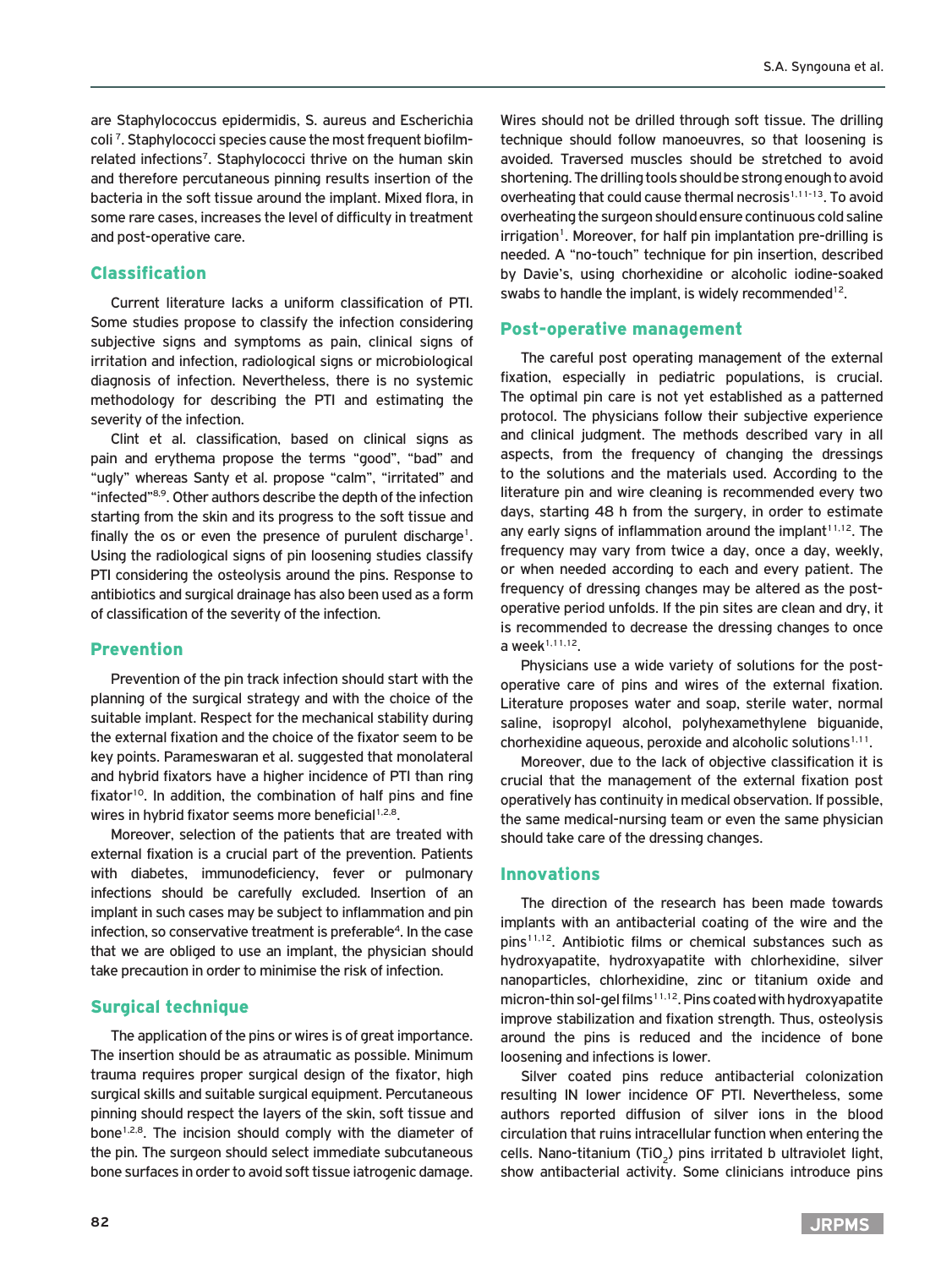are Staphylococcus epidermidis, S. aureus and Escherichia coli [7]. Staphylococci species cause the most frequent biofilm-related infections[7]. Staphylococci thrive on the human skin and therefore percutaneous pinning results insertion of the bacteria in the soft tissue around the implant. Mixed flora, in some rare cases, increases the level of difficulty in treatment and post-operative care.

## Classification

Current literature lacks a uniform classification of PTI. Some studies propose to classify the infection considering subjective signs and symptoms as pain, clinical signs of irritation and infection, radiological signs or microbiological diagnosis of infection. Nevertheless, there is no systemic methodology for describing the PTI and estimating the severity of the infection.

Clint et al. classification, based on clinical signs as pain and erythema propose the terms "good", "bad" and "ugly" whereas Santy et al. propose "calm", "irritated" and "infected"[8,9]. Other authors describe the depth of the infection starting from the skin and its progress to the soft tissue and finally the os or even the presence of purulent discharge[1]. Using the radiological signs of pin loosening studies classify PTI considering the osteolysis around the pins. Response to antibiotics and surgical drainage has also been used as a form of classification of the severity of the infection.

## Prevention

Prevention of the pin track infection should start with the planning of the surgical strategy and with the choice of the suitable implant. Respect for the mechanical stability during the external fixation and the choice of the fixator seem to be key points. Parameswaran et al. suggested that monolateral and hybrid fixators have a higher incidence of PTI than ring fixator[10]. In addition, the combination of half pins and fine wires in hybrid fixator seems more beneficial[1,2,8].

Moreover, selection of the patients that are treated with external fixation is a crucial part of the prevention. Patients with diabetes, immunodeficiency, fever or pulmonary infections should be carefully excluded. Insertion of an implant in such cases may be subject to inflammation and pin infection, so conservative treatment is preferable[4]. In the case that we are obliged to use an implant, the physician should take precaution in order to minimise the risk of infection.

## Surgical technique

The application of the pins or wires is of great importance. The insertion should be as atraumatic as possible. Minimum trauma requires proper surgical design of the fixator, high surgical skills and suitable surgical equipment. Percutaneous pinning should respect the layers of the skin, soft tissue and bone[1,2,8]. The incision should comply with the diameter of the pin. The surgeon should select immediate subcutaneous bone surfaces in order to avoid soft tissue iatrogenic damage. Wires should not be drilled through soft tissue. The drilling technique should follow manoeuvres, so that loosening is avoided. Traversed muscles should be stretched to avoid shortening. The drilling tools should be strong enough to avoid overheating that could cause thermal necrosis[1,11-13]. To avoid overheating the surgeon should ensure continuous cold saline irrigation[1]. Moreover, for half pin implantation pre-drilling is needed. A "no-touch" technique for pin insertion, described by Davie's, using chorhexidine or alcoholic iodine-soaked swabs to handle the implant, is widely recommended[12].

## Post-operative management

The careful post operating management of the external fixation, especially in pediatric populations, is crucial. The optimal pin care is not yet established as a patterned protocol. The physicians follow their subjective experience and clinical judgment. The methods described vary in all aspects, from the frequency of changing the dressings to the solutions and the materials used. According to the literature pin and wire cleaning is recommended every two days, starting 48 h from the surgery, in order to estimate any early signs of inflammation around the implant[11,12]. The frequency may vary from twice a day, once a day, weekly, or when needed according to each and every patient. The frequency of dressing changes may be altered as the post-operative period unfolds. If the pin sites are clean and dry, it is recommended to decrease the dressing changes to once a week[1,11,12].

Physicians use a wide variety of solutions for the post-operative care of pins and wires of the external fixation. Literature proposes water and soap, sterile water, normal saline, isopropyl alcohol, polyhexamethylene biguanide, chorhexidine aqueous, peroxide and alcoholic solutions[1,11].

Moreover, due to the lack of objective classification it is crucial that the management of the external fixation post operatively has continuity in medical observation. If possible, the same medical-nursing team or even the same physician should take care of the dressing changes.

## Innovations

The direction of the research has been made towards implants with an antibacterial coating of the wire and the pins[11,12]. Antibiotic films or chemical substances such as hydroxyapatite, hydroxyapatite with chlorhexidine, silver nanoparticles, chlorhexidine, zinc or titanium oxide and micron-thin sol-gel films[11,12]. Pins coated with hydroxyapatite improve stabilization and fixation strength. Thus, osteolysis around the pins is reduced and the incidence of bone loosening and infections is lower.

Silver coated pins reduce antibacterial colonization resulting IN lower incidence OF PTI. Nevertheless, some authors reported diffusion of silver ions in the blood circulation that ruins intracellular function when entering the cells. Nano-titanium ($TiO_2$) pins irritated b ultraviolet light, show antibacterial activity. Some clinicians introduce pins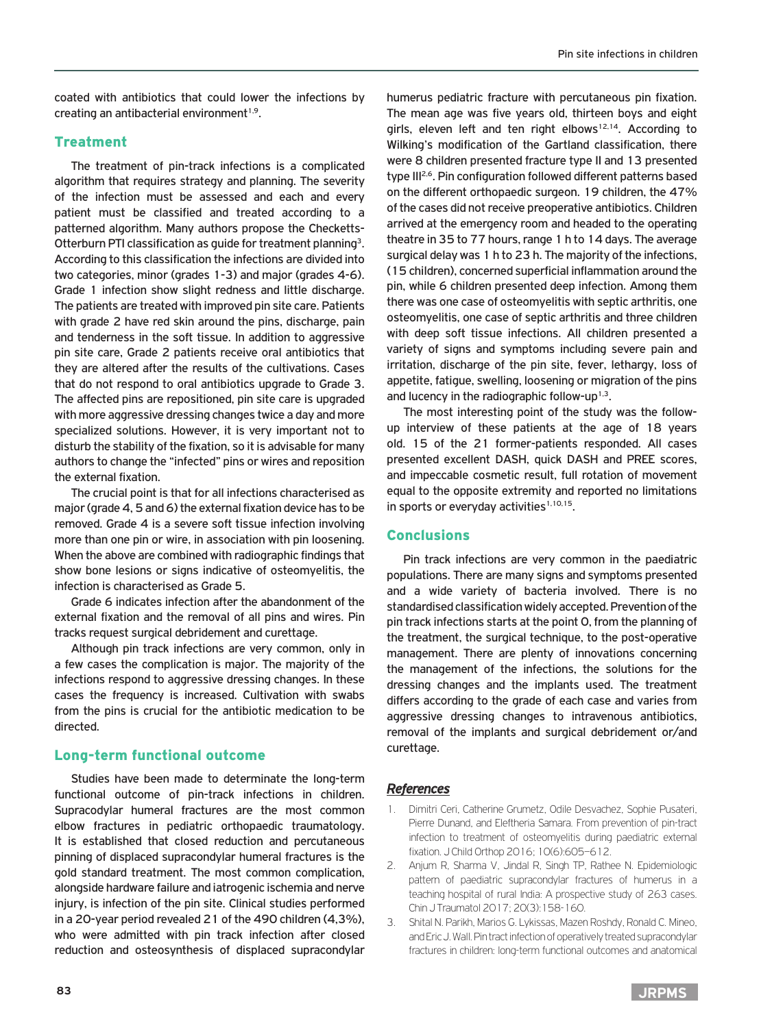coated with antibiotics that could lower the infections by creating an antibacterial environment[1,9].

## Treatment

The treatment of pin-track infections is a complicated algorithm that requires strategy and planning. The severity of the infection must be assessed and each and every patient must be classified and treated according to a patterned algorithm. Many authors propose the Checketts-Otterburn PTI classification as guide for treatment planning[3]. According to this classification the infections are divided into two categories, minor (grades 1-3) and major (grades 4-6). Grade 1 infection show slight redness and little discharge. The patients are treated with improved pin site care. Patients with grade 2 have red skin around the pins, discharge, pain and tenderness in the soft tissue. In addition to aggressive pin site care, Grade 2 patients receive oral antibiotics that they are altered after the results of the cultivations. Cases that do not respond to oral antibiotics upgrade to Grade 3. The affected pins are repositioned, pin site care is upgraded with more aggressive dressing changes twice a day and more specialized solutions. However, it is very important not to disturb the stability of the fixation, so it is advisable for many authors to change the "infected" pins or wires and reposition the external fixation.

The crucial point is that for all infections characterised as major (grade 4, 5 and 6) the external fixation device has to be removed. Grade 4 is a severe soft tissue infection involving more than one pin or wire, in association with pin loosening. When the above are combined with radiographic findings that show bone lesions or signs indicative of osteomyelitis, the infection is characterised as Grade 5.

Grade 6 indicates infection after the abandonment of the external fixation and the removal of all pins and wires. Pin tracks request surgical debridement and curettage.

Although pin track infections are very common, only in a few cases the complication is major. The majority of the infections respond to aggressive dressing changes. In these cases the frequency is increased. Cultivation with swabs from the pins is crucial for the antibiotic medication to be directed.

## Long-term functional outcome

Studies have been made to determinate the long-term functional outcome of pin-track infections in children. Supracodylar humeral fractures are the most common elbow fractures in pediatric orthopaedic traumatology. It is established that closed reduction and percutaneous pinning of displaced supracondylar humeral fractures is the gold standard treatment. The most common complication, alongside hardware failure and iatrogenic ischemia and nerve injury, is infection of the pin site. Clinical studies performed in a 20-year period revealed 21 of the 490 children (4,3%), who were admitted with pin track infection after closed reduction and osteosynthesis of displaced supracondylar humerus pediatric fracture with percutaneous pin fixation. The mean age was five years old, thirteen boys and eight girls, eleven left and ten right elbows[12,14]. According to Wilking's modification of the Gartland classification, there were 8 children presented fracture type II and 13 presented type III[2,6]. Pin configuration followed different patterns based on the different orthopaedic surgeon. 19 children, the 47% of the cases did not receive preoperative antibiotics. Children arrived at the emergency room and headed to the operating theatre in 35 to 77 hours, range 1 h to 14 days. The average surgical delay was 1 h to 23 h. The majority of the infections, (15 children), concerned superficial inflammation around the pin, while 6 children presented deep infection. Among them there was one case of osteomyelitis with septic arthritis, one osteomyelitis, one case of septic arthritis and three children with deep soft tissue infections. All children presented a variety of signs and symptoms including severe pain and irritation, discharge of the pin site, fever, lethargy, loss of appetite, fatigue, swelling, loosening or migration of the pins and lucency in the radiographic follow-up[1,3].

The most interesting point of the study was the follow-up interview of these patients at the age of 18 years old. 15 of the 21 former-patients responded. All cases presented excellent DASH, quick DASH and PREE scores, and impeccable cosmetic result, full rotation of movement equal to the opposite extremity and reported no limitations in sports or everyday activities[1,10,15].

## Conclusions

Pin track infections are very common in the paediatric populations. There are many signs and symptoms presented and a wide variety of bacteria involved. There is no standardised classification widely accepted. Prevention of the pin track infections starts at the point 0, from the planning of the treatment, the surgical technique, to the post-operative management. There are plenty of innovations concerning the management of the infections, the solutions for the dressing changes and the implants used. The treatment differs according to the grade of each case and varies from aggressive dressing changes to intravenous antibiotics, removal of the implants and surgical debridement or/and curettage.

## *References*

1. Dimitri Ceri, Catherine Grumetz, Odile Desvachez, Sophie Pusateri, Pierre Dunand, and Eleftheria Samara. From prevention of pin-tract infection to treatment of osteomyelitis during paediatric external fixation. J Child Orthop 2016; 10(6):605–612.
2. Anjum R, Sharma V, Jindal R, Singh TP, Rathee N. Epidemiologic pattern of paediatric supracondylar fractures of humerus in a teaching hospital of rural India: A prospective study of 263 cases. Chin J Traumatol 2017; 20(3):158-160.
3. Shital N. Parikh, Marios G. Lykissas, Mazen Roshdy, Ronald C. Mineo, and Eric J. Wall. Pin tract infection of operatively treated supracondylar fractures in children: long-term functional outcomes and anatomical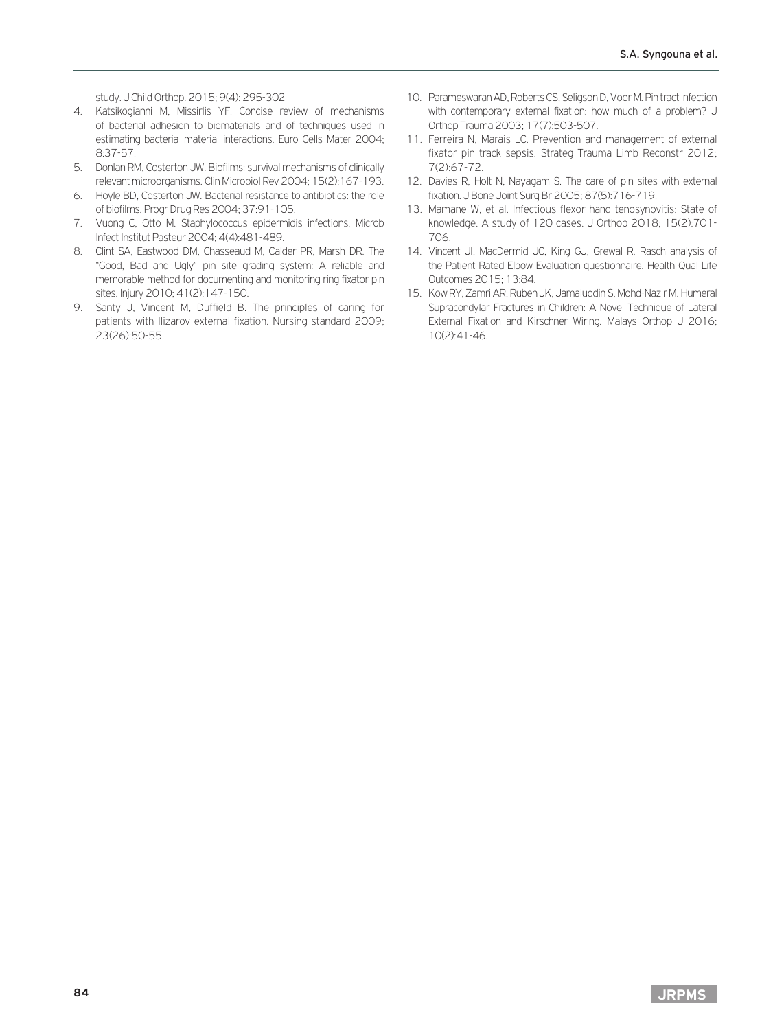study. J Child Orthop. 2015; 9(4): 295-302

4. Katsikogianni M, Missirlis YF. Concise review of mechanisms of bacterial adhesion to biomaterials and of techniques used in estimating bacteria–material interactions. Euro Cells Mater 2004; 8:37-57.
5. Donlan RM, Costerton JW. Biofilms: survival mechanisms of clinically relevant microorganisms. Clin Microbiol Rev 2004; 15(2):167-193.
6. Hoyle BD, Costerton JW. Bacterial resistance to antibiotics: the role of biofilms. Progr Drug Res 2004; 37:91-105.
7. Vuong C, Otto M. Staphylococcus epidermidis infections. Microb Infect Institut Pasteur 2004; 4(4):481-489.
8. Clint SA, Eastwood DM, Chasseaud M, Calder PR, Marsh DR. The "Good, Bad and Ugly" pin site grading system: A reliable and memorable method for documenting and monitoring ring fixator pin sites. Injury 2010; 41(2):147-150.
9. Santy J, Vincent M, Duffield B. The principles of caring for patients with Ilizarov external fixation. Nursing standard 2009; 23(26):50-55.
10. Parameswaran AD, Roberts CS, Seligson D, Voor M. Pin tract infection with contemporary external fixation: how much of a problem? J Orthop Trauma 2003; 17(7):503-507.
11. Ferreira N, Marais LC. Prevention and management of external fixator pin track sepsis. Strateg Trauma Limb Reconstr 2012; 7(2):67-72.
12. Davies R, Holt N, Nayagam S. The care of pin sites with external fixation. J Bone Joint Surg Br 2005; 87(5):716-719.
13. Mamane W, et al. Infectious flexor hand tenosynovitis: State of knowledge. A study of 120 cases. J Orthop 2018; 15(2):701-706.
14. Vincent JI, MacDermid JC, King GJ, Grewal R. Rasch analysis of the Patient Rated Elbow Evaluation questionnaire. Health Qual Life Outcomes 2015; 13:84.
15. Kow RY, Zamri AR, Ruben JK, Jamaluddin S, Mohd-Nazir M. Humeral Supracondylar Fractures in Children: A Novel Technique of Lateral External Fixation and Kirschner Wiring. Malays Orthop J 2016; 10(2):41-46.